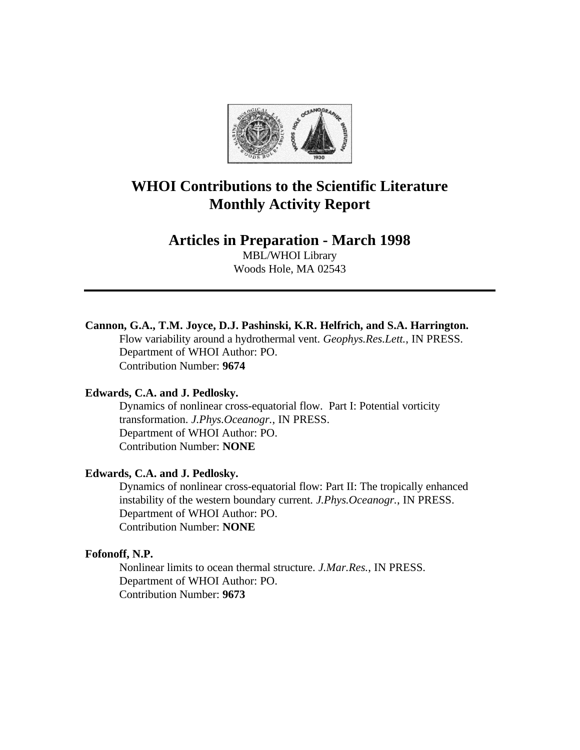# WHOI Contributions to the Scientific Literature
# Monthly Activity Report

## Articles in Preparation - March 1998

MBL/WHOI Library
Woods Hole, MA 02543

---

**Cannon, G.A., T.M. Joyce, D.J. Pashinski, K.R. Helfrich, and S.A. Harrington.**
Flow variability around a hydrothermal vent. *Geophys.Res.Lett.*, IN PRESS.
Department of WHOI Author: PO.
Contribution Number: **9674**

**Edwards, C.A. and J. Pedlosky.**
Dynamics of nonlinear cross-equatorial flow. Part I: Potential vorticity transformation. *J.Phys.Oceanogr.*, IN PRESS.
Department of WHOI Author: PO.
Contribution Number: **NONE**

**Edwards, C.A. and J. Pedlosky.**
Dynamics of nonlinear cross-equatorial flow: Part II: The tropically enhanced instability of the western boundary current. *J.Phys.Oceanogr.*, IN PRESS.
Department of WHOI Author: PO.
Contribution Number: **NONE**

**Fofonoff, N.P.**
Nonlinear limits to ocean thermal structure. *J.Mar.Res.*, IN PRESS.
Department of WHOI Author: PO.
Contribution Number: **9673**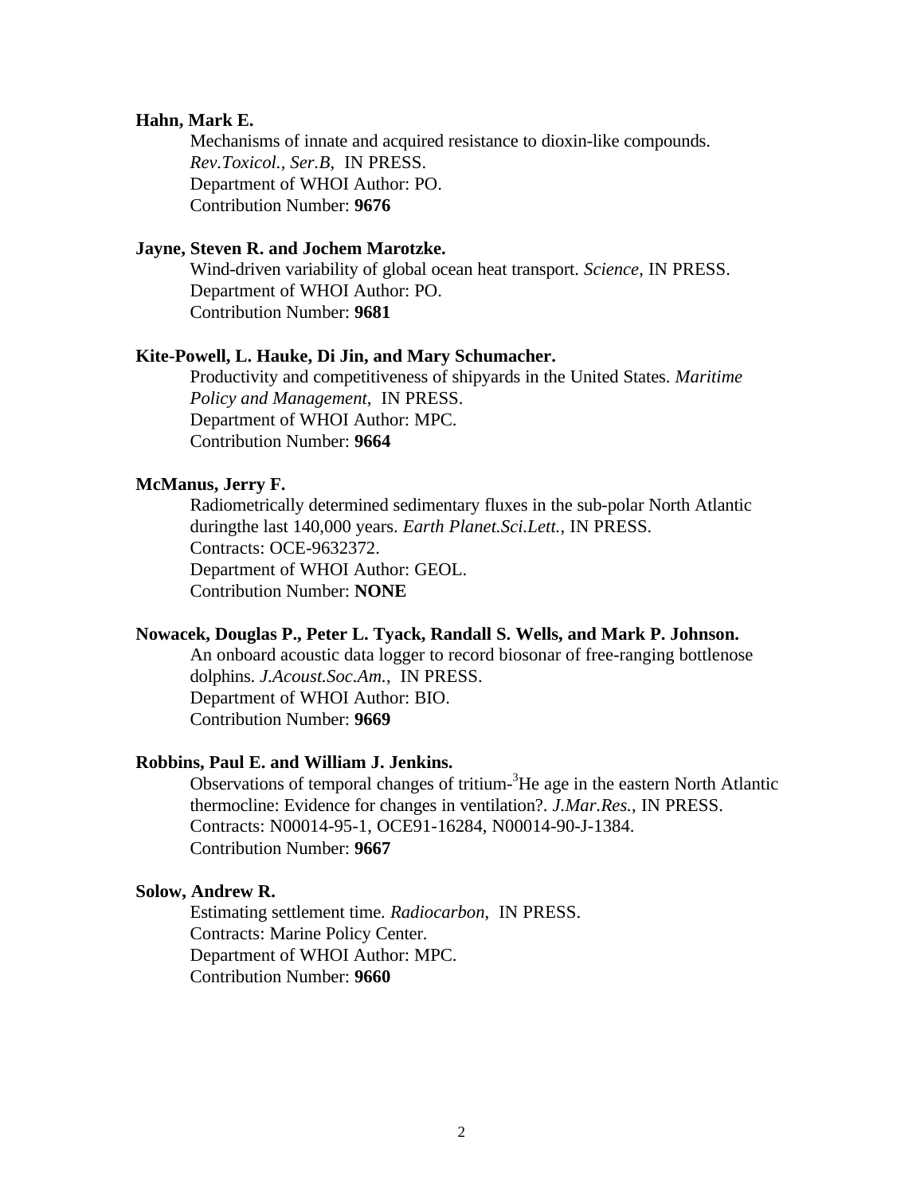**Hahn, Mark E.**

Mechanisms of innate and acquired resistance to dioxin-like compounds. *Rev.Toxicol., Ser.B*, IN PRESS.
Department of WHOI Author: PO.
Contribution Number: **9676**

**Jayne, Steven R. and Jochem Marotzke.**

Wind-driven variability of global ocean heat transport. *Science*, IN PRESS.
Department of WHOI Author: PO.
Contribution Number: **9681**

**Kite-Powell, L. Hauke, Di Jin, and Mary Schumacher.**

Productivity and competitiveness of shipyards in the United States. *Maritime Policy and Management*, IN PRESS.
Department of WHOI Author: MPC.
Contribution Number: **9664**

**McManus, Jerry F.**

Radiometrically determined sedimentary fluxes in the sub-polar North Atlantic duringthe last 140,000 years. *Earth Planet.Sci.Lett.*, IN PRESS.
Contracts: OCE-9632372.
Department of WHOI Author: GEOL.
Contribution Number: **NONE**

**Nowacek, Douglas P., Peter L. Tyack, Randall S. Wells, and Mark P. Johnson.**

An onboard acoustic data logger to record biosonar of free-ranging bottlenose dolphins. *J.Acoust.Soc.Am.*, IN PRESS.
Department of WHOI Author: BIO.
Contribution Number: **9669**

**Robbins, Paul E. and William J. Jenkins.**

Observations of temporal changes of tritium-$^{3}$He age in the eastern North Atlantic thermocline: Evidence for changes in ventilation?. *J.Mar.Res.*, IN PRESS.
Contracts: N00014-95-1, OCE91-16284, N00014-90-J-1384.
Contribution Number: **9667**

**Solow, Andrew R.**

Estimating settlement time. *Radiocarbon*, IN PRESS.
Contracts: Marine Policy Center.
Department of WHOI Author: MPC.
Contribution Number: **9660**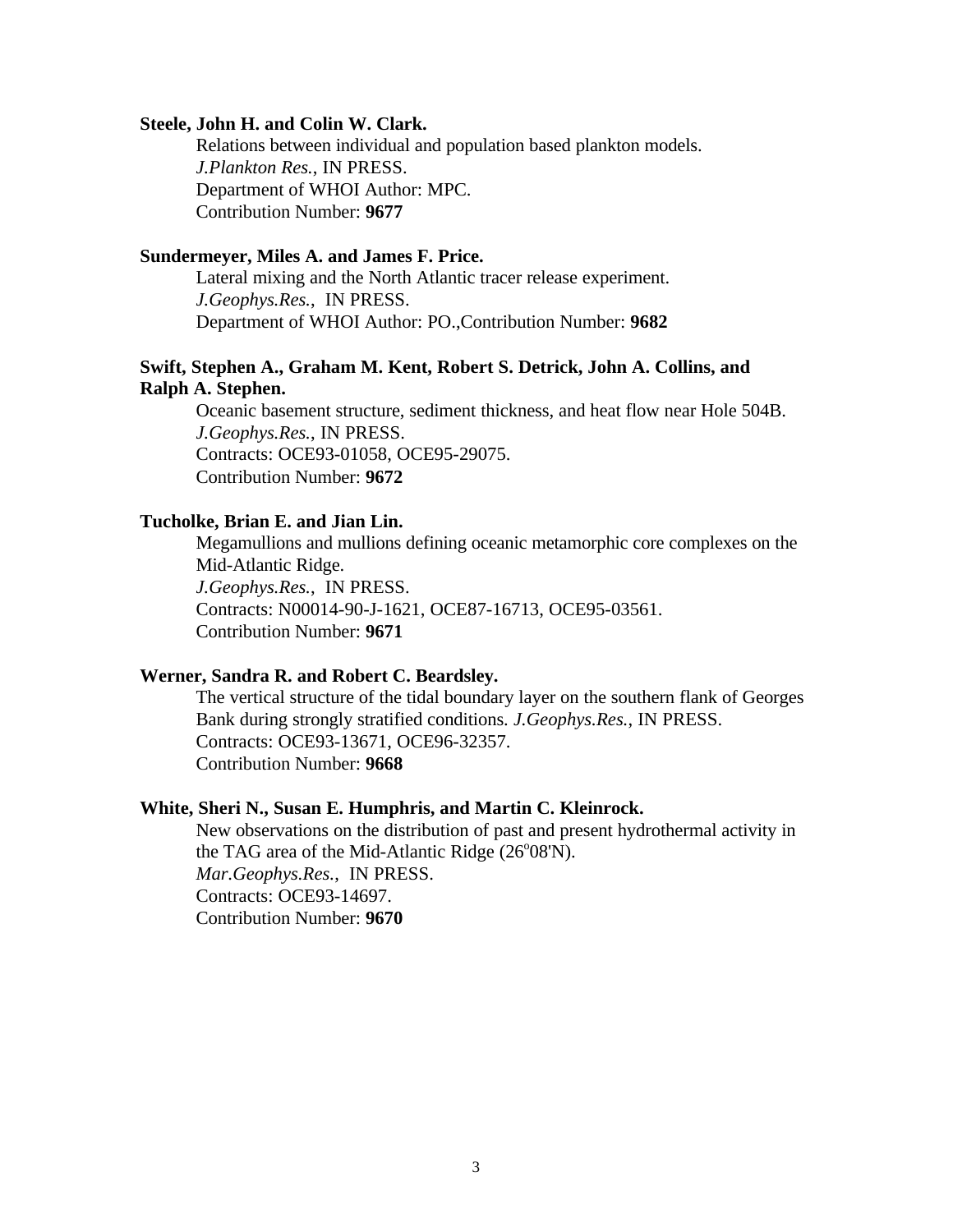**Steele, John H. and Colin W. Clark.**

Relations between individual and population based plankton models.
*J.Plankton Res.*, IN PRESS.
Department of WHOI Author: MPC.
Contribution Number: **9677**

**Sundermeyer, Miles A. and James F. Price.**

Lateral mixing and the North Atlantic tracer release experiment.
*J.Geophys.Res.*, IN PRESS.
Department of WHOI Author: PO.,Contribution Number: **9682**

**Swift, Stephen A., Graham M. Kent, Robert S. Detrick, John A. Collins, and Ralph A. Stephen.**

Oceanic basement structure, sediment thickness, and heat flow near Hole 504B.
*J.Geophys.Res.*, IN PRESS.
Contracts: OCE93-01058, OCE95-29075.
Contribution Number: **9672**

**Tucholke, Brian E. and Jian Lin.**

Megamullions and mullions defining oceanic metamorphic core complexes on the Mid-Atlantic Ridge.
*J.Geophys.Res.*, IN PRESS.
Contracts: N00014-90-J-1621, OCE87-16713, OCE95-03561.
Contribution Number: **9671**

**Werner, Sandra R. and Robert C. Beardsley.**

The vertical structure of the tidal boundary layer on the southern flank of Georges Bank during strongly stratified conditions. *J.Geophys.Res.*, IN PRESS.
Contracts: OCE93-13671, OCE96-32357.
Contribution Number: **9668**

**White, Sheri N., Susan E. Humphris, and Martin C. Kleinrock.**

New observations on the distribution of past and present hydrothermal activity in the TAG area of the Mid-Atlantic Ridge (26°08'N).
*Mar.Geophys.Res.*, IN PRESS.
Contracts: OCE93-14697.
Contribution Number: **9670**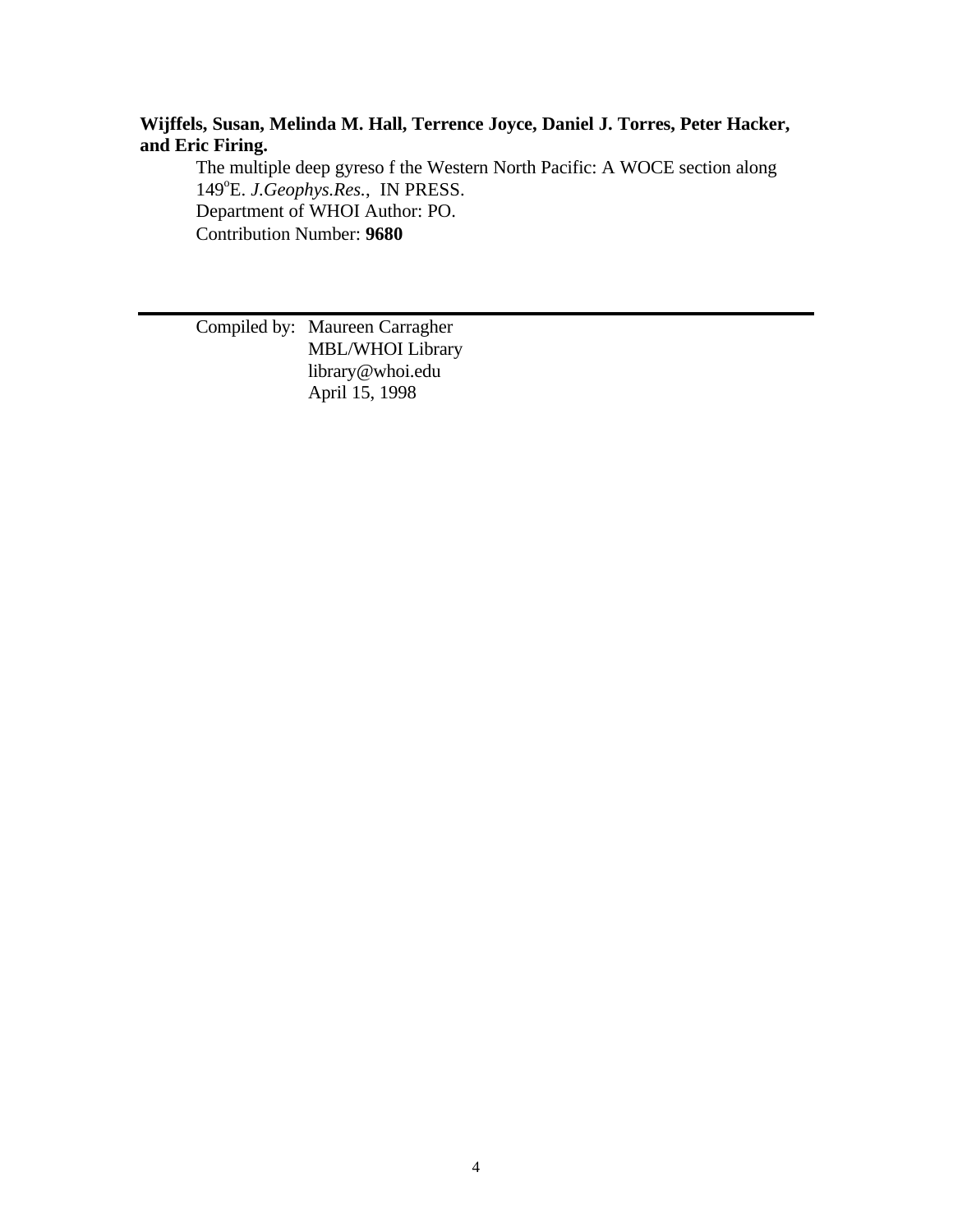**Wijffels, Susan, Melinda M. Hall, Terrence Joyce, Daniel J. Torres, Peter Hacker, and Eric Firing.**

The multiple deep gyreso f the Western North Pacific: A WOCE section along 149$^{o}$E. *J.Geophys.Res.*, IN PRESS.
Department of WHOI Author: PO.
Contribution Number: **9680**

---

Compiled by: Maureen Carragher
MBL/WHOI Library
library@whoi.edu
April 15, 1998